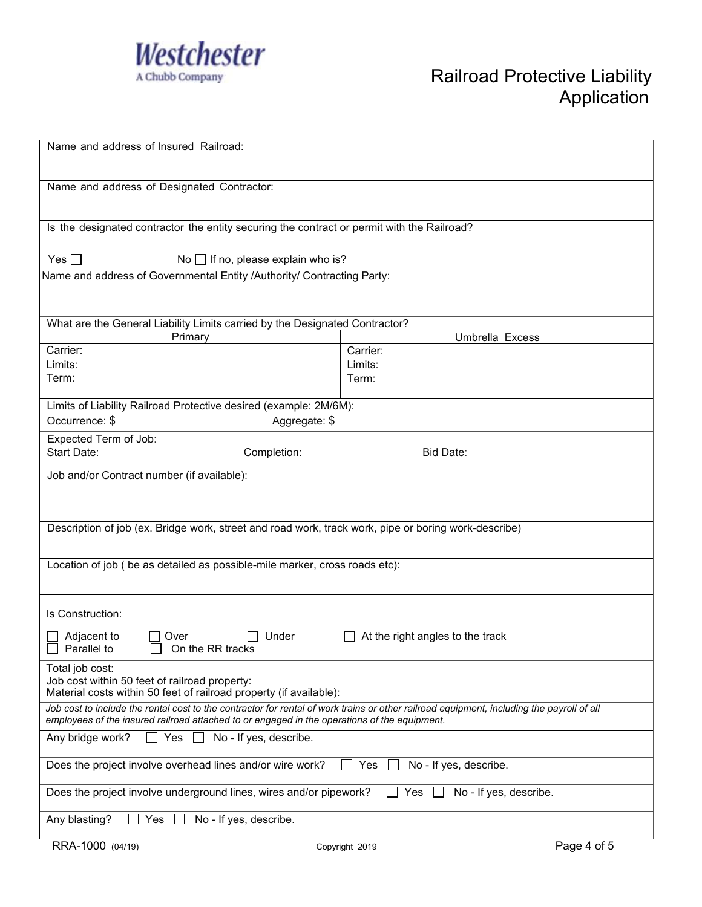Westchester
A Chubb Company

# Railroad Protective Liability Application

Name and address of Insured Railroad:

Name and address of Designated Contractor:

Is the designated contractor the entity securing the contract or permit with the Railroad?

Yes ☐ No ☐ If no, please explain who is?

Name and address of Governmental Entity /Authority/ Contracting Party:

What are the General Liability Limits carried by the Designated Contractor?

| Primary | Umbrella Excess |
|---|---|
| Carrier:<br>Limits:<br>Term: | Carrier:<br>Limits:<br>Term: |

Limits of Liability Railroad Protective desired (example: 2M/6M):
Occurrence: $ Aggregate: $

Expected Term of Job:
Start Date: Completion: Bid Date:

Job and/or Contract number (if available):

Description of job (ex. Bridge work, street and road work, track work, pipe or boring work-describe)

Location of job ( be as detailed as possible-mile marker, cross roads etc):

Is Construction:

☐ Adjacent to ☐ Over ☐ Under ☐ At the right angles to the track
☐ Parallel to ☐ On the RR tracks

Total job cost:
Job cost within 50 feet of railroad property:
Material costs within 50 feet of railroad property (if available):

*Job cost to include the rental cost to the contractor for rental of work trains or other railroad equipment, including the payroll of all employees of the insured railroad attached to or engaged in the operations of the equipment.*

Any bridge work? ☐ Yes ☐ No - If yes, describe.

Does the project involve overhead lines and/or wire work? ☐ Yes ☐ No - If yes, describe.

Does the project involve underground lines, wires and/or pipework? ☐ Yes ☐ No - If yes, describe.

Any blasting? ☐ Yes ☐ No - If yes, describe.

RRA-1000 (04/19) Copyright -2019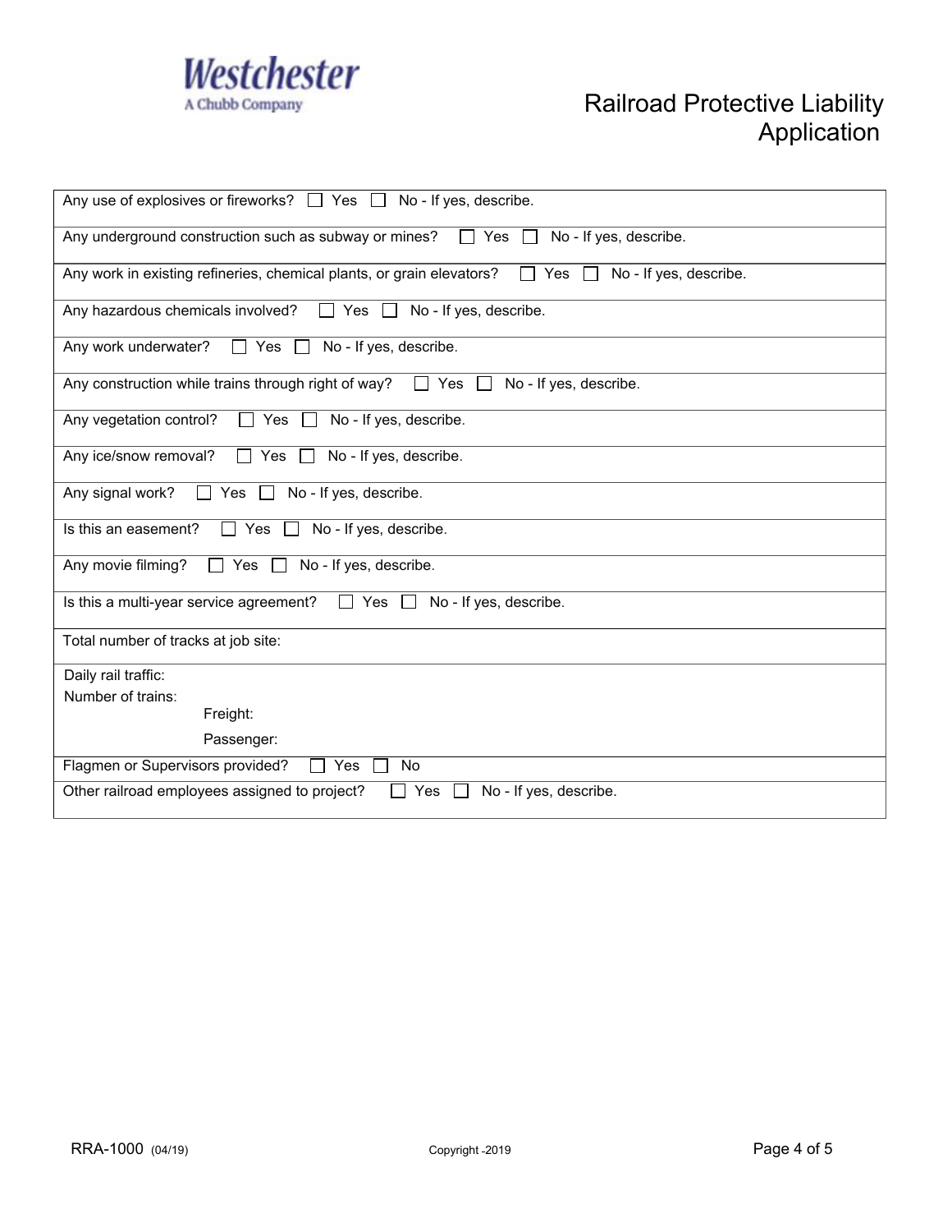# Westchester
A Chubb Company

# Railroad Protective Liability Application

| |
|---|
| Any use of explosives or fireworks? ☐ Yes ☐ No - If yes, describe. |
| Any underground construction such as subway or mines? ☐ Yes ☐ No - If yes, describe. |
| Any work in existing refineries, chemical plants, or grain elevators? ☐ Yes ☐ No - If yes, describe. |
| Any hazardous chemicals involved? ☐ Yes ☐ No - If yes, describe. |
| Any work underwater? ☐ Yes ☐ No - If yes, describe. |
| Any construction while trains through right of way? ☐ Yes ☐ No - If yes, describe. |
| Any vegetation control? ☐ Yes ☐ No - If yes, describe. |
| Any ice/snow removal? ☐ Yes ☐ No - If yes, describe. |
| Any signal work? ☐ Yes ☐ No - If yes, describe. |
| Is this an easement? ☐ Yes ☐ No - If yes, describe. |
| Any movie filming? ☐ Yes ☐ No - If yes, describe. |
| Is this a multi-year service agreement? ☐ Yes ☐ No - If yes, describe. |
| Total number of tracks at job site: |
| Daily rail traffic:<br>Number of trains:<br>Freight:<br>Passenger: |
| Flagmen or Supervisors provided? ☐ Yes ☐ No |
| Other railroad employees assigned to project? ☐ Yes ☐ No - If yes, describe. |

RRA-1000 (04/19) Copyright -2019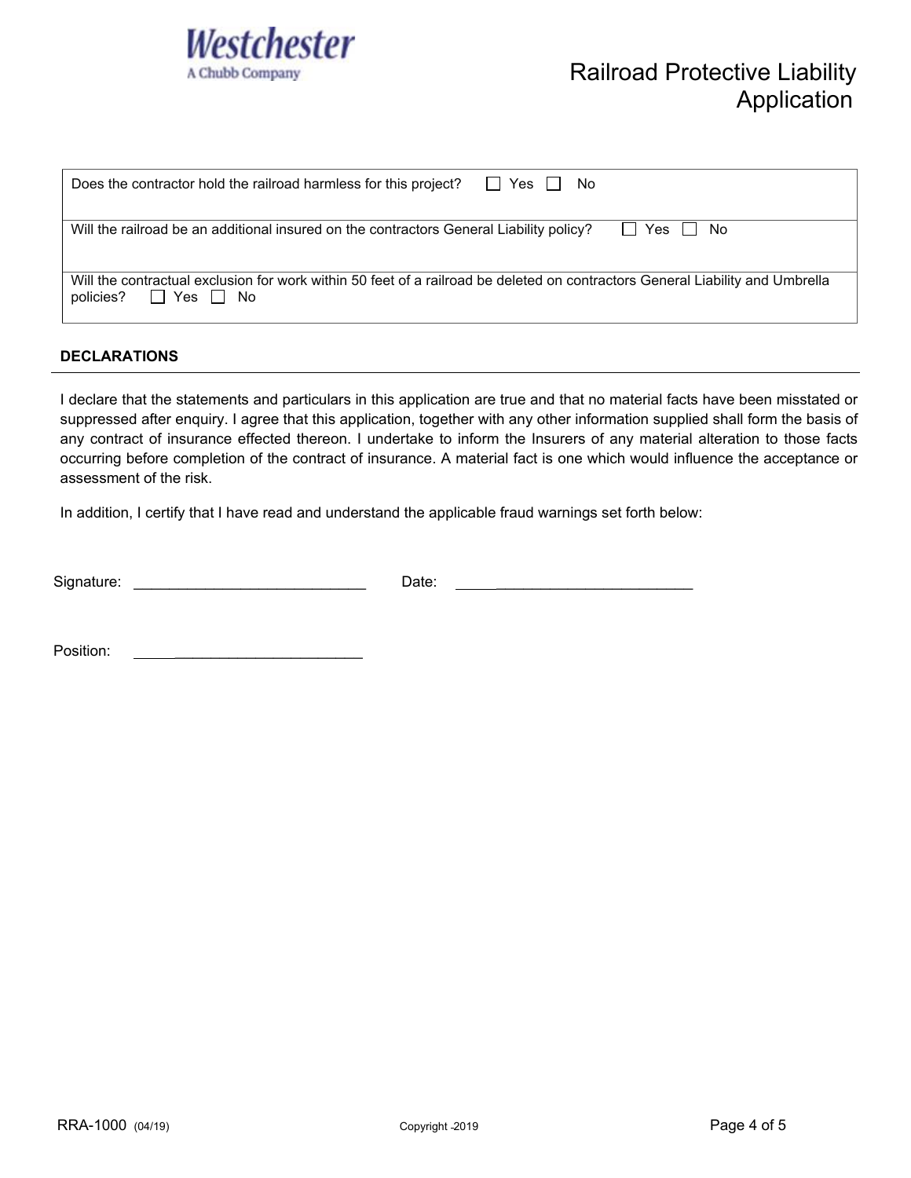| |
|---|
| Does the contractor hold the railroad harmless for this project? ☐ Yes ☐ No |
| Will the railroad be an additional insured on the contractors General Liability policy? ☐ Yes ☐ No |
| Will the contractual exclusion for work within 50 feet of a railroad be deleted on contractors General Liability and Umbrella policies? ☐ Yes ☐ No |

## DECLARATIONS

I declare that the statements and particulars in this application are true and that no material facts have been misstated or suppressed after enquiry. I agree that this application, together with any other information supplied shall form the basis of any contract of insurance effected thereon. I undertake to inform the Insurers of any material alteration to those facts occurring before completion of the contract of insurance. A material fact is one which would influence the acceptance or assessment of the risk.

In addition, I certify that I have read and understand the applicable fraud warnings set forth below:

Signature: ____________________________ Date: ____________________________

Position: ____________________________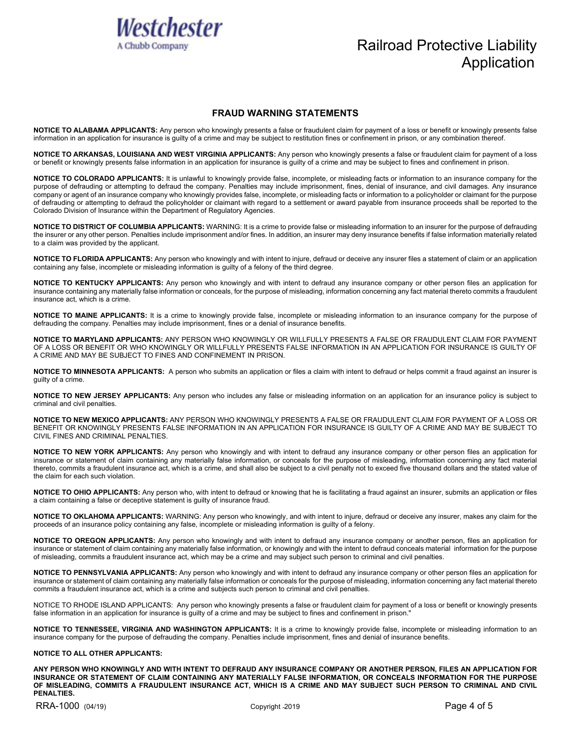Westchester
A Chubb Company

# Railroad Protective Liability Application

## FRAUD WARNING STATEMENTS

**NOTICE TO ALABAMA APPLICANTS:** Any person who knowingly presents a false or fraudulent claim for payment of a loss or benefit or knowingly presents false information in an application for insurance is guilty of a crime and may be subject to restitution fines or confinement in prison, or any combination thereof.

**NOTICE TO ARKANSAS, LOUISIANA AND WEST VIRGINIA APPLICANTS:** Any person who knowingly presents a false or fraudulent claim for payment of a loss or benefit or knowingly presents false information in an application for insurance is guilty of a crime and may be subject to fines and confinement in prison.

**NOTICE TO COLORADO APPLICANTS:** It is unlawful to knowingly provide false, incomplete, or misleading facts or information to an insurance company for the purpose of defrauding or attempting to defraud the company. Penalties may include imprisonment, fines, denial of insurance, and civil damages. Any insurance company or agent of an insurance company who knowingly provides false, incomplete, or misleading facts or information to a policyholder or claimant for the purpose of defrauding or attempting to defraud the policyholder or claimant with regard to a settlement or award payable from insurance proceeds shall be reported to the Colorado Division of Insurance within the Department of Regulatory Agencies.

**NOTICE TO DISTRICT OF COLUMBIA APPLICANTS:** WARNING: It is a crime to provide false or misleading information to an insurer for the purpose of defrauding the insurer or any other person. Penalties include imprisonment and/or fines. In addition, an insurer may deny insurance benefits if false information materially related to a claim was provided by the applicant.

**NOTICE TO FLORIDA APPLICANTS:** Any person who knowingly and with intent to injure, defraud or deceive any insurer files a statement of claim or an application containing any false, incomplete or misleading information is guilty of a felony of the third degree.

**NOTICE TO KENTUCKY APPLICANTS:** Any person who knowingly and with intent to defraud any insurance company or other person files an application for insurance containing any materially false information or conceals, for the purpose of misleading, information concerning any fact material thereto commits a fraudulent insurance act, which is a crime.

**NOTICE TO MAINE APPLICANTS:** It is a crime to knowingly provide false, incomplete or misleading information to an insurance company for the purpose of defrauding the company. Penalties may include imprisonment, fines or a denial of insurance benefits.

**NOTICE TO MARYLAND APPLICANTS:** ANY PERSON WHO KNOWINGLY OR WILLFULLY PRESENTS A FALSE OR FRAUDULENT CLAIM FOR PAYMENT OF A LOSS OR BENEFIT OR WHO KNOWINGLY OR WILLFULLY PRESENTS FALSE INFORMATION IN AN APPLICATION FOR INSURANCE IS GUILTY OF A CRIME AND MAY BE SUBJECT TO FINES AND CONFINEMENT IN PRISON.

**NOTICE TO MINNESOTA APPLICANTS:** A person who submits an application or files a claim with intent to defraud or helps commit a fraud against an insurer is guilty of a crime.

**NOTICE TO NEW JERSEY APPLICANTS:** Any person who includes any false or misleading information on an application for an insurance policy is subject to criminal and civil penalties.

**NOTICE TO NEW MEXICO APPLICANTS:** ANY PERSON WHO KNOWINGLY PRESENTS A FALSE OR FRAUDULENT CLAIM FOR PAYMENT OF A LOSS OR BENEFIT OR KNOWINGLY PRESENTS FALSE INFORMATION IN AN APPLICATION FOR INSURANCE IS GUILTY OF A CRIME AND MAY BE SUBJECT TO CIVIL FINES AND CRIMINAL PENALTIES.

**NOTICE TO NEW YORK APPLICANTS:** Any person who knowingly and with intent to defraud any insurance company or other person files an application for insurance or statement of claim containing any materially false information, or conceals for the purpose of misleading, information concerning any fact material thereto, commits a fraudulent insurance act, which is a crime, and shall also be subject to a civil penalty not to exceed five thousand dollars and the stated value of the claim for each such violation.

**NOTICE TO OHIO APPLICANTS:** Any person who, with intent to defraud or knowing that he is facilitating a fraud against an insurer, submits an application or files a claim containing a false or deceptive statement is guilty of insurance fraud.

**NOTICE TO OKLAHOMA APPLICANTS:** WARNING: Any person who knowingly, and with intent to injure, defraud or deceive any insurer, makes any claim for the proceeds of an insurance policy containing any false, incomplete or misleading information is guilty of a felony.

**NOTICE TO OREGON APPLICANTS:** Any person who knowingly and with intent to defraud any insurance company or another person, files an application for insurance or statement of claim containing any materially false information, or knowingly and with the intent to defraud conceals material information for the purpose of misleading, commits a fraudulent insurance act, which may be a crime and may subject such person to criminal and civil penalties.

**NOTICE TO PENNSYLVANIA APPLICANTS:** Any person who knowingly and with intent to defraud any insurance company or other person files an application for insurance or statement of claim containing any materially false information or conceals for the purpose of misleading, information concerning any fact material thereto commits a fraudulent insurance act, which is a crime and subjects such person to criminal and civil penalties.

NOTICE TO RHODE ISLAND APPLICANTS: Any person who knowingly presents a false or fraudulent claim for payment of a loss or benefit or knowingly presents false information in an application for insurance is guilty of a crime and may be subject to fines and confinement in prison."

**NOTICE TO TENNESSEE, VIRGINIA AND WASHINGTON APPLICANTS:** It is a crime to knowingly provide false, incomplete or misleading information to an insurance company for the purpose of defrauding the company. Penalties include imprisonment, fines and denial of insurance benefits.

**NOTICE TO ALL OTHER APPLICANTS:**

**ANY PERSON WHO KNOWINGLY AND WITH INTENT TO DEFRAUD ANY INSURANCE COMPANY OR ANOTHER PERSON, FILES AN APPLICATION FOR INSURANCE OR STATEMENT OF CLAIM CONTAINING ANY MATERIALLY FALSE INFORMATION, OR CONCEALS INFORMATION FOR THE PURPOSE OF MISLEADING, COMMITS A FRAUDULENT INSURANCE ACT, WHICH IS A CRIME AND MAY SUBJECT SUCH PERSON TO CRIMINAL AND CIVIL PENALTIES.**

RRA-1000 (04/19) Copyright -2019